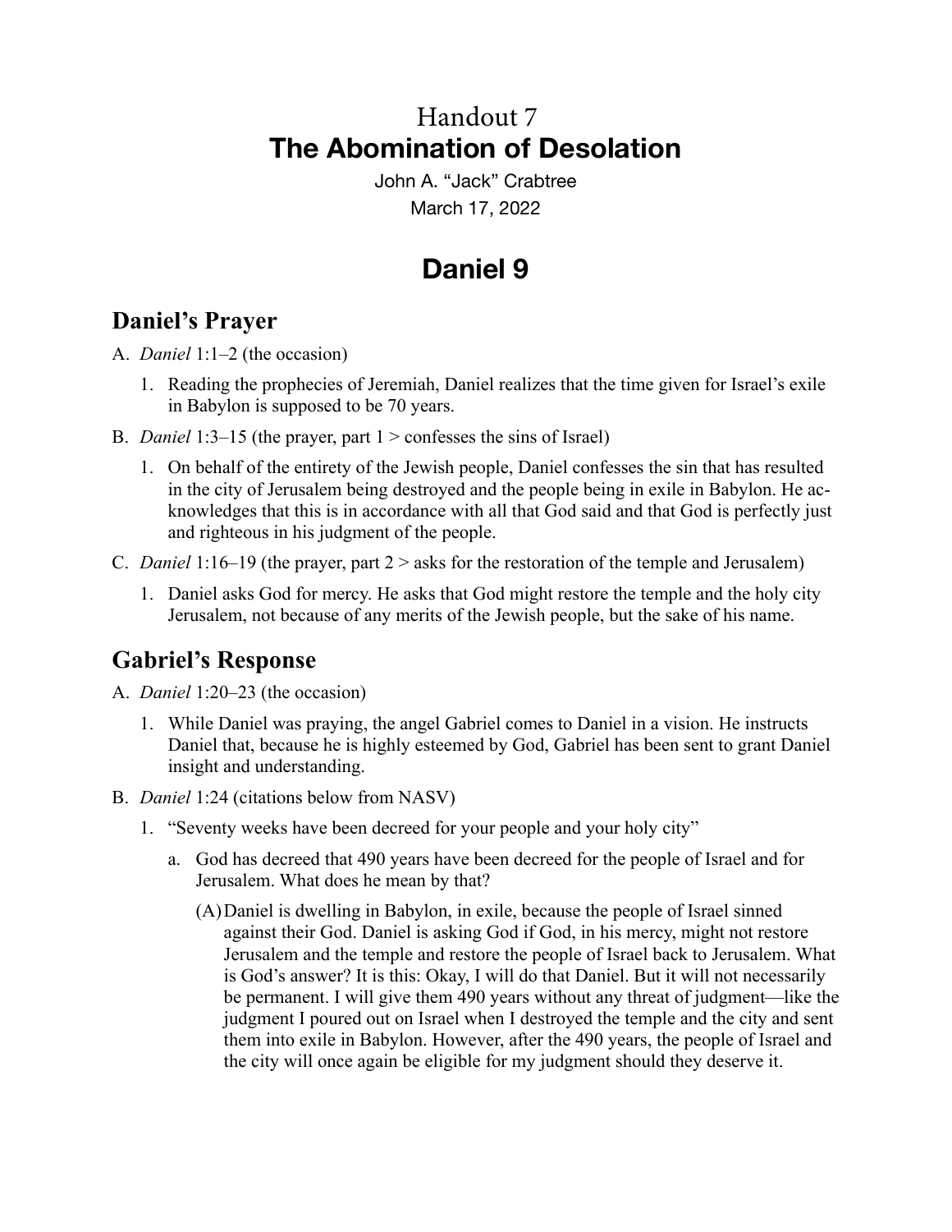# Handout 7
# The Abomination of Desolation

John A. "Jack" Crabtree

March 17, 2022

# Daniel 9

## Daniel's Prayer

A. *Daniel* 1:1–2 (the occasion)

1. Reading the prophecies of Jeremiah, Daniel realizes that the time given for Israel's exile in Babylon is supposed to be 70 years.

B. *Daniel* 1:3–15 (the prayer, part 1 > confesses the sins of Israel)

1. On behalf of the entirety of the Jewish people, Daniel confesses the sin that has resulted in the city of Jerusalem being destroyed and the people being in exile in Babylon. He acknowledges that this is in accordance with all that God said and that God is perfectly just and righteous in his judgment of the people.

C. *Daniel* 1:16–19 (the prayer, part 2 > asks for the restoration of the temple and Jerusalem)

1. Daniel asks God for mercy. He asks that God might restore the temple and the holy city Jerusalem, not because of any merits of the Jewish people, but the sake of his name.

## Gabriel's Response

A. *Daniel* 1:20–23 (the occasion)

1. While Daniel was praying, the angel Gabriel comes to Daniel in a vision. He instructs Daniel that, because he is highly esteemed by God, Gabriel has been sent to grant Daniel insight and understanding.

B. *Daniel* 1:24 (citations below from NASV)

1. "Seventy weeks have been decreed for your people and your holy city"

   a. God has decreed that 490 years have been decreed for the people of Israel and for Jerusalem. What does he mean by that?

      (A) Daniel is dwelling in Babylon, in exile, because the people of Israel sinned against their God. Daniel is asking God if God, in his mercy, might not restore Jerusalem and the temple and restore the people of Israel back to Jerusalem. What is God's answer? It is this: Okay, I will do that Daniel. But it will not necessarily be permanent. I will give them 490 years without any threat of judgment—like the judgment I poured out on Israel when I destroyed the temple and the city and sent them into exile in Babylon. However, after the 490 years, the people of Israel and the city will once again be eligible for my judgment should they deserve it.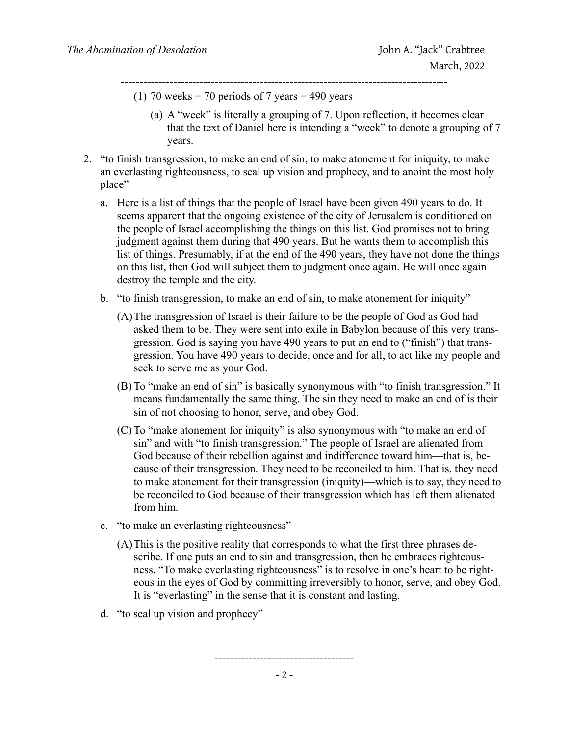(1) 70 weeks = 70 periods of 7 years = 490 years

(a) A "week" is literally a grouping of 7. Upon reflection, it becomes clear that the text of Daniel here is intending a "week" to denote a grouping of 7 years.

2. "to finish transgression, to make an end of sin, to make atonement for iniquity, to make an everlasting righteousness, to seal up vision and prophecy, and to anoint the most holy place"

   a. Here is a list of things that the people of Israel have been given 490 years to do. It seems apparent that the ongoing existence of the city of Jerusalem is conditioned on the people of Israel accomplishing the things on this list. God promises not to bring judgment against them during that 490 years. But he wants them to accomplish this list of things. Presumably, if at the end of the 490 years, they have not done the things on this list, then God will subject them to judgment once again. He will once again destroy the temple and the city.

   b. "to finish transgression, to make an end of sin, to make atonement for iniquity"

      (A) The transgression of Israel is their failure to be the people of God as God had asked them to be. They were sent into exile in Babylon because of this very transgression. God is saying you have 490 years to put an end to ("finish") that transgression. You have 490 years to decide, once and for all, to act like my people and seek to serve me as your God.

      (B) To "make an end of sin" is basically synonymous with "to finish transgression." It means fundamentally the same thing. The sin they need to make an end of is their sin of not choosing to honor, serve, and obey God.

      (C) To "make atonement for iniquity" is also synonymous with "to make an end of sin" and with "to finish transgression." The people of Israel are alienated from God because of their rebellion against and indifference toward him—that is, because of their transgression. They need to be reconciled to him. That is, they need to make atonement for their transgression (iniquity)—which is to say, they need to be reconciled to God because of their transgression which has left them alienated from him.

   c. "to make an everlasting righteousness"

      (A) This is the positive reality that corresponds to what the first three phrases describe. If one puts an end to sin and transgression, then he embraces righteousness. "To make everlasting righteousness" is to resolve in one's heart to be righteous in the eyes of God by committing irreversibly to honor, serve, and obey God. It is "everlasting" in the sense that it is constant and lasting.

   d. "to seal up vision and prophecy"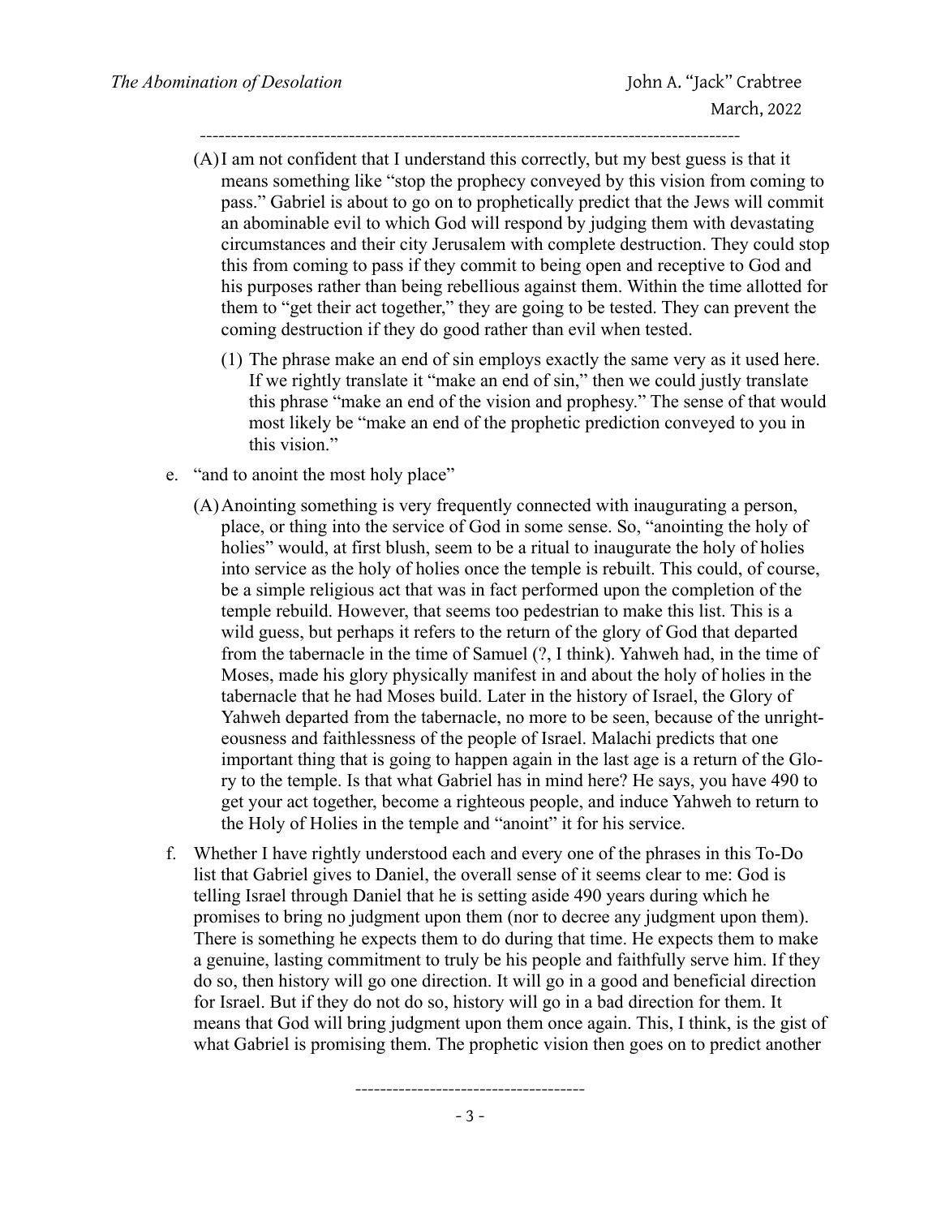(A) I am not confident that I understand this correctly, but my best guess is that it means something like "stop the prophecy conveyed by this vision from coming to pass." Gabriel is about to go on to prophetically predict that the Jews will commit an abominable evil to which God will respond by judging them with devastating circumstances and their city Jerusalem with complete destruction. They could stop this from coming to pass if they commit to being open and receptive to God and his purposes rather than being rebellious against them. Within the time allotted for them to "get their act together," they are going to be tested. They can prevent the coming destruction if they do good rather than evil when tested.

(1) The phrase make an end of sin employs exactly the same very as it used here. If we rightly translate it "make an end of sin," then we could justly translate this phrase "make an end of the vision and prophesy." The sense of that would most likely be "make an end of the prophetic prediction conveyed to you in this vision."

e. "and to anoint the most holy place"

(A) Anointing something is very frequently connected with inaugurating a person, place, or thing into the service of God in some sense. So, "anointing the holy of holies" would, at first blush, seem to be a ritual to inaugurate the holy of holies into service as the holy of holies once the temple is rebuilt. This could, of course, be a simple religious act that was in fact performed upon the completion of the temple rebuild. However, that seems too pedestrian to make this list. This is a wild guess, but perhaps it refers to the return of the glory of God that departed from the tabernacle in the time of Samuel (?, I think). Yahweh had, in the time of Moses, made his glory physically manifest in and about the holy of holies in the tabernacle that he had Moses build. Later in the history of Israel, the Glory of Yahweh departed from the tabernacle, no more to be seen, because of the unrighteousness and faithlessness of the people of Israel. Malachi predicts that one important thing that is going to happen again in the last age is a return of the Glory to the temple. Is that what Gabriel has in mind here? He says, you have 490 to get your act together, become a righteous people, and induce Yahweh to return to the Holy of Holies in the temple and "anoint" it for his service.

f. Whether I have rightly understood each and every one of the phrases in this To-Do list that Gabriel gives to Daniel, the overall sense of it seems clear to me: God is telling Israel through Daniel that he is setting aside 490 years during which he promises to bring no judgment upon them (nor to decree any judgment upon them). There is something he expects them to do during that time. He expects them to make a genuine, lasting commitment to truly be his people and faithfully serve him. If they do so, then history will go one direction. It will go in a good and beneficial direction for Israel. But if they do not do so, history will go in a bad direction for them. It means that God will bring judgment upon them once again. This, I think, is the gist of what Gabriel is promising them. The prophetic vision then goes on to predict another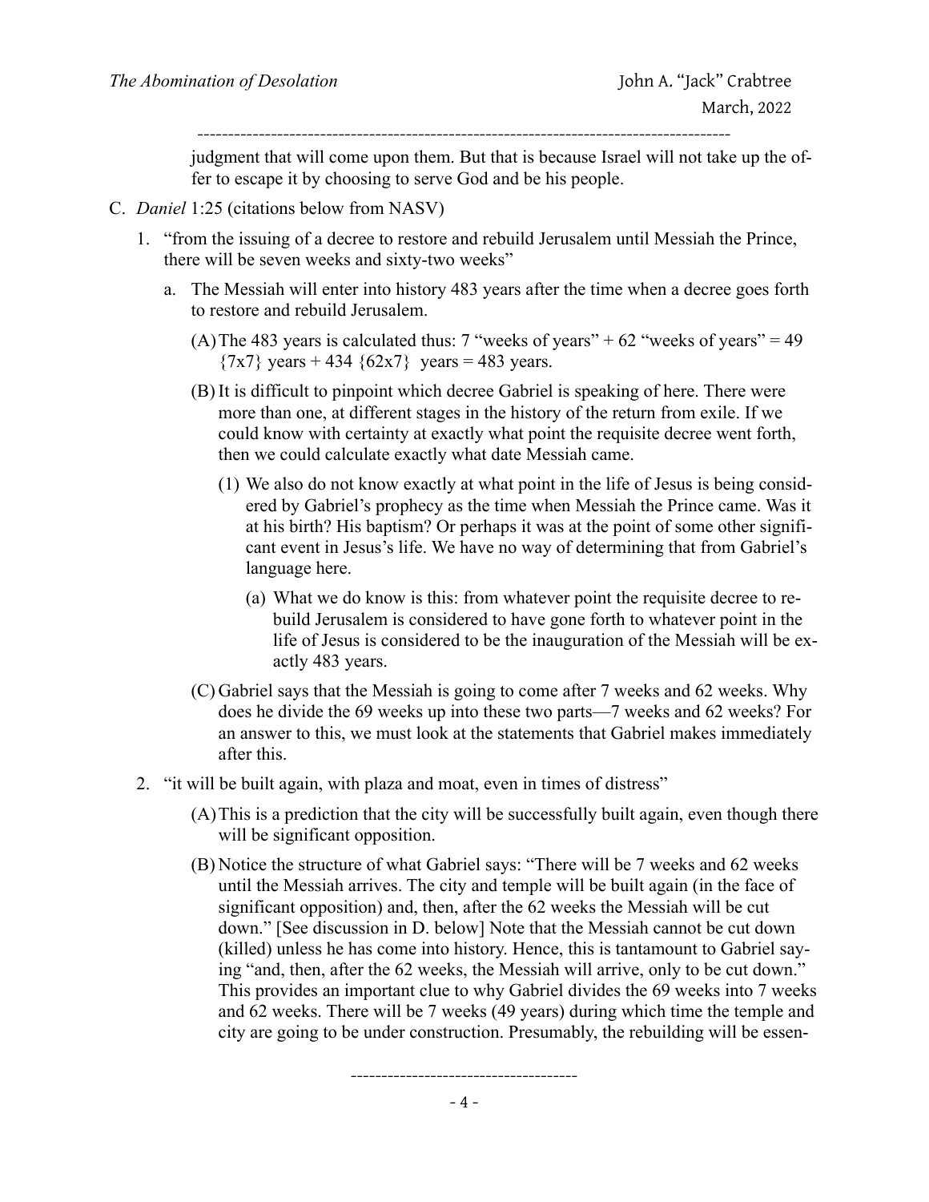judgment that will come upon them. But that is because Israel will not take up the offer to escape it by choosing to serve God and be his people.

C. *Daniel* 1:25 (citations below from NASV)

1. "from the issuing of a decree to restore and rebuild Jerusalem until Messiah the Prince, there will be seven weeks and sixty-two weeks"

   a. The Messiah will enter into history 483 years after the time when a decree goes forth to restore and rebuild Jerusalem.

      (A) The 483 years is calculated thus: 7 "weeks of years" + 62 "weeks of years" = 49 {7x7} years + 434 {62x7} years = 483 years.

      (B) It is difficult to pinpoint which decree Gabriel is speaking of here. There were more than one, at different stages in the history of the return from exile. If we could know with certainty at exactly what point the requisite decree went forth, then we could calculate exactly what date Messiah came.

         (1) We also do not know exactly at what point in the life of Jesus is being considered by Gabriel's prophecy as the time when Messiah the Prince came. Was it at his birth? His baptism? Or perhaps it was at the point of some other significant event in Jesus's life. We have no way of determining that from Gabriel's language here.

            (a) What we do know is this: from whatever point the requisite decree to rebuild Jerusalem is considered to have gone forth to whatever point in the life of Jesus is considered to be the inauguration of the Messiah will be exactly 483 years.

      (C) Gabriel says that the Messiah is going to come after 7 weeks and 62 weeks. Why does he divide the 69 weeks up into these two parts—7 weeks and 62 weeks? For an answer to this, we must look at the statements that Gabriel makes immediately after this.

2. "it will be built again, with plaza and moat, even in times of distress"

      (A) This is a prediction that the city will be successfully built again, even though there will be significant opposition.

      (B) Notice the structure of what Gabriel says: "There will be 7 weeks and 62 weeks until the Messiah arrives. The city and temple will be built again (in the face of significant opposition) and, then, after the 62 weeks the Messiah will be cut down." [See discussion in D. below] Note that the Messiah cannot be cut down (killed) unless he has come into history. Hence, this is tantamount to Gabriel saying "and, then, after the 62 weeks, the Messiah will arrive, only to be cut down." This provides an important clue to why Gabriel divides the 69 weeks into 7 weeks and 62 weeks. There will be 7 weeks (49 years) during which time the temple and city are going to be under construction. Presumably, the rebuilding will be essen-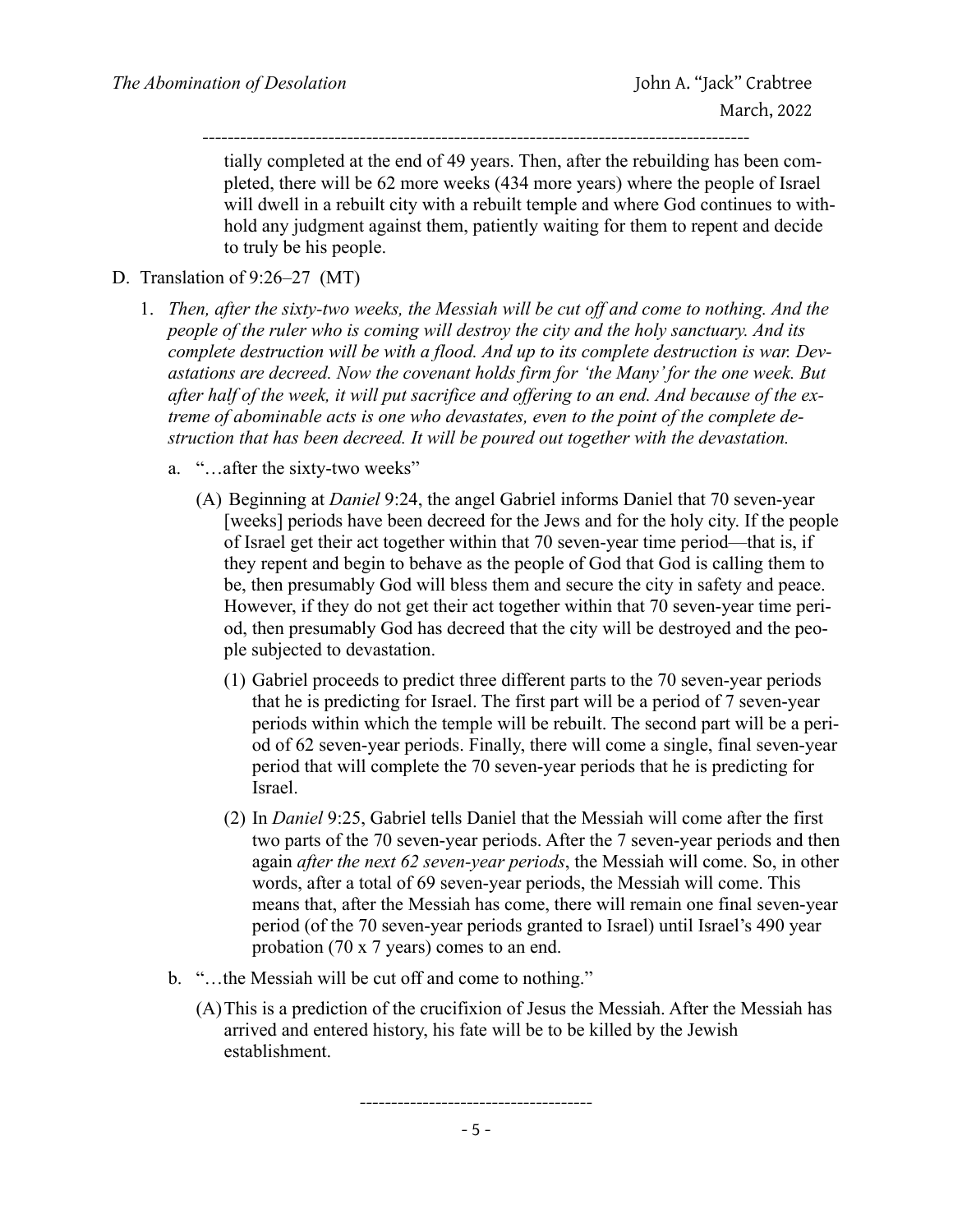tially completed at the end of 49 years. Then, after the rebuilding has been completed, there will be 62 more weeks (434 more years) where the people of Israel will dwell in a rebuilt city with a rebuilt temple and where God continues to withhold any judgment against them, patiently waiting for them to repent and decide to truly be his people.

D. Translation of 9:26–27 (MT)

1. *Then, after the sixty-two weeks, the Messiah will be cut off and come to nothing. And the people of the ruler who is coming will destroy the city and the holy sanctuary. And its complete destruction will be with a flood. And up to its complete destruction is war. Devastations are decreed. Now the covenant holds firm for 'the Many' for the one week. But after half of the week, it will put sacrifice and offering to an end. And because of the extreme of abominable acts is one who devastates, even to the point of the complete destruction that has been decreed. It will be poured out together with the devastation.*

   a. "…after the sixty-two weeks"

      (A) Beginning at *Daniel* 9:24, the angel Gabriel informs Daniel that 70 seven-year [weeks] periods have been decreed for the Jews and for the holy city. If the people of Israel get their act together within that 70 seven-year time period—that is, if they repent and begin to behave as the people of God that God is calling them to be, then presumably God will bless them and secure the city in safety and peace. However, if they do not get their act together within that 70 seven-year time period, then presumably God has decreed that the city will be destroyed and the people subjected to devastation.

         (1) Gabriel proceeds to predict three different parts to the 70 seven-year periods that he is predicting for Israel. The first part will be a period of 7 seven-year periods within which the temple will be rebuilt. The second part will be a period of 62 seven-year periods. Finally, there will come a single, final seven-year period that will complete the 70 seven-year periods that he is predicting for Israel.

         (2) In *Daniel* 9:25, Gabriel tells Daniel that the Messiah will come after the first two parts of the 70 seven-year periods. After the 7 seven-year periods and then again *after the next 62 seven-year periods*, the Messiah will come. So, in other words, after a total of 69 seven-year periods, the Messiah will come. This means that, after the Messiah has come, there will remain one final seven-year period (of the 70 seven-year periods granted to Israel) until Israel's 490 year probation (70 x 7 years) comes to an end.

   b. "…the Messiah will be cut off and come to nothing."

      (A) This is a prediction of the crucifixion of Jesus the Messiah. After the Messiah has arrived and entered history, his fate will be to be killed by the Jewish establishment.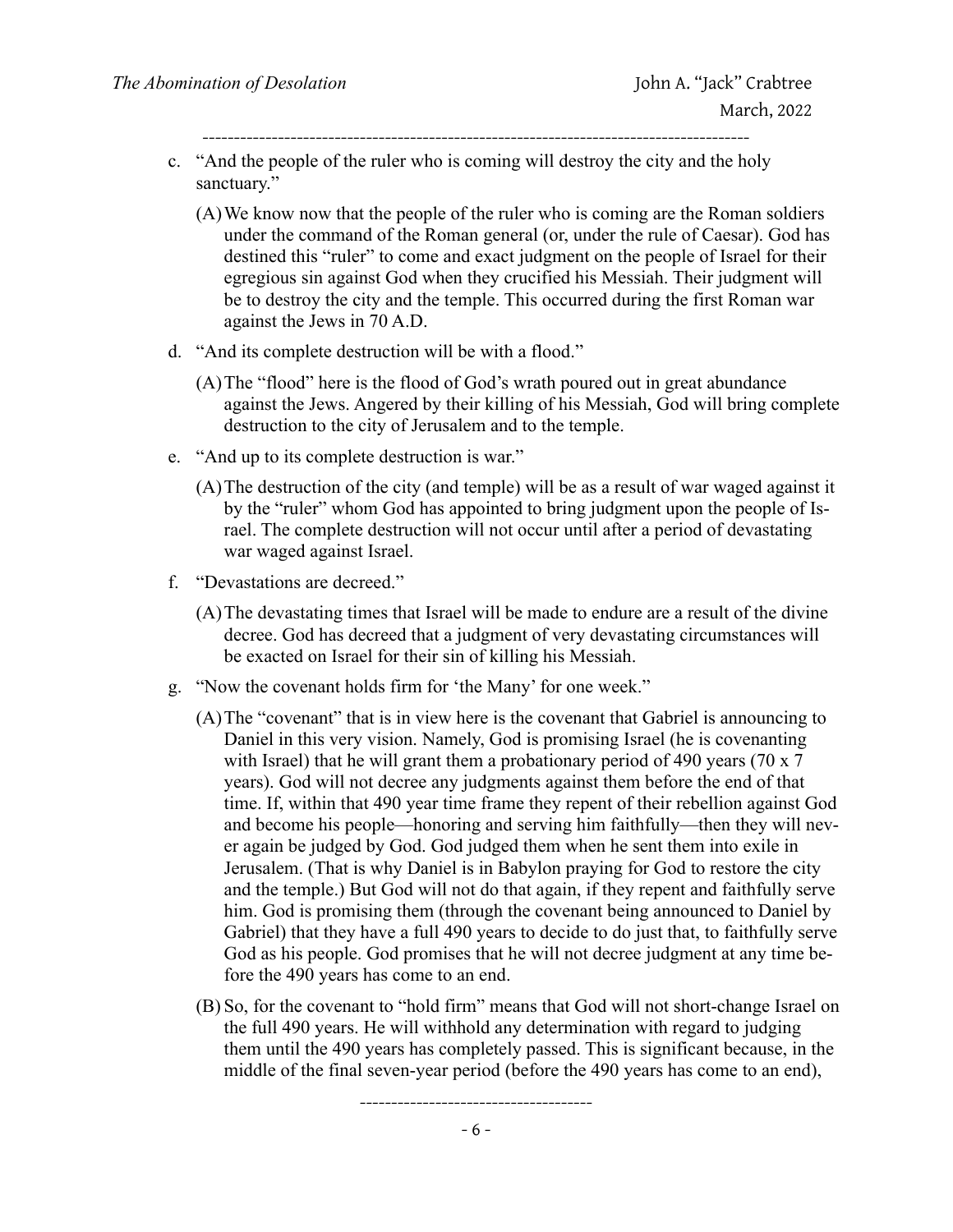c. "And the people of the ruler who is coming will destroy the city and the holy sanctuary."

   (A) We know now that the people of the ruler who is coming are the Roman soldiers under the command of the Roman general (or, under the rule of Caesar). God has destined this "ruler" to come and exact judgment on the people of Israel for their egregious sin against God when they crucified his Messiah. Their judgment will be to destroy the city and the temple. This occurred during the first Roman war against the Jews in 70 A.D.

d. "And its complete destruction will be with a flood."

   (A) The "flood" here is the flood of God's wrath poured out in great abundance against the Jews. Angered by their killing of his Messiah, God will bring complete destruction to the city of Jerusalem and to the temple.

e. "And up to its complete destruction is war."

   (A) The destruction of the city (and temple) will be as a result of war waged against it by the "ruler" whom God has appointed to bring judgment upon the people of Israel. The complete destruction will not occur until after a period of devastating war waged against Israel.

f. "Devastations are decreed."

   (A) The devastating times that Israel will be made to endure are a result of the divine decree. God has decreed that a judgment of very devastating circumstances will be exacted on Israel for their sin of killing his Messiah.

g. "Now the covenant holds firm for 'the Many' for one week."

   (A) The "covenant" that is in view here is the covenant that Gabriel is announcing to Daniel in this very vision. Namely, God is promising Israel (he is covenanting with Israel) that he will grant them a probationary period of 490 years (70 x 7 years). God will not decree any judgments against them before the end of that time. If, within that 490 year time frame they repent of their rebellion against God and become his people—honoring and serving him faithfully—then they will never again be judged by God. God judged them when he sent them into exile in Jerusalem. (That is why Daniel is in Babylon praying for God to restore the city and the temple.) But God will not do that again, if they repent and faithfully serve him. God is promising them (through the covenant being announced to Daniel by Gabriel) that they have a full 490 years to decide to do just that, to faithfully serve God as his people. God promises that he will not decree judgment at any time before the 490 years has come to an end.

   (B) So, for the covenant to "hold firm" means that God will not short-change Israel on the full 490 years. He will withhold any determination with regard to judging them until the 490 years has completely passed. This is significant because, in the middle of the final seven-year period (before the 490 years has come to an end),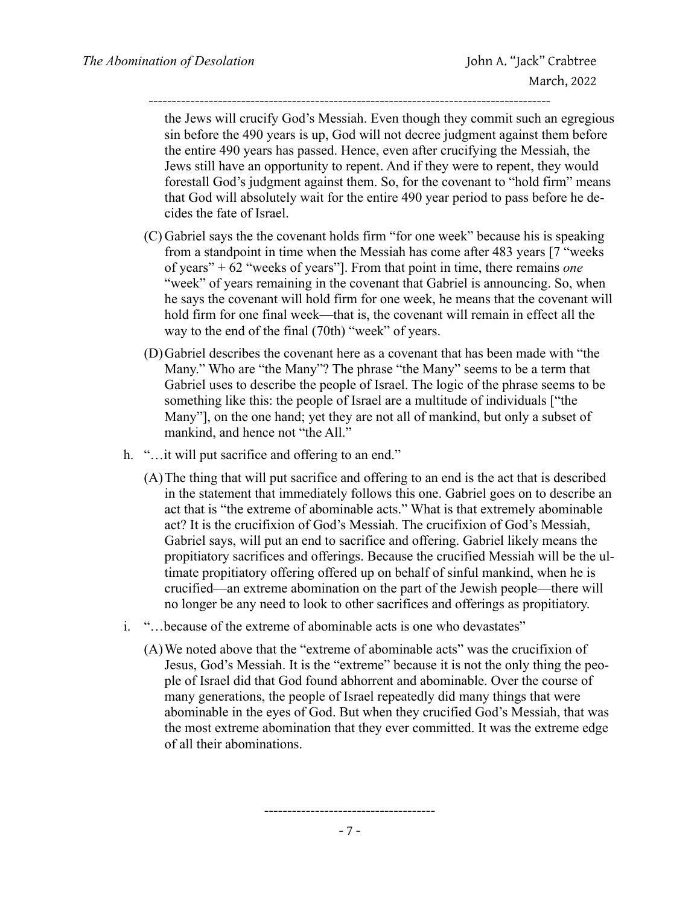the Jews will crucify God's Messiah. Even though they commit such an egregious sin before the 490 years is up, God will not decree judgment against them before the entire 490 years has passed. Hence, even after crucifying the Messiah, the Jews still have an opportunity to repent. And if they were to repent, they would forestall God's judgment against them. So, for the covenant to "hold firm" means that God will absolutely wait for the entire 490 year period to pass before he decides the fate of Israel.

(C) Gabriel says the the covenant holds firm "for one week" because his is speaking from a standpoint in time when the Messiah has come after 483 years [7 "weeks of years" + 62 "weeks of years"]. From that point in time, there remains *one* "week" of years remaining in the covenant that Gabriel is announcing. So, when he says the covenant will hold firm for one week, he means that the covenant will hold firm for one final week—that is, the covenant will remain in effect all the way to the end of the final (70th) "week" of years.

(D) Gabriel describes the covenant here as a covenant that has been made with "the Many." Who are "the Many"? The phrase "the Many" seems to be a term that Gabriel uses to describe the people of Israel. The logic of the phrase seems to be something like this: the people of Israel are a multitude of individuals ["the Many"], on the one hand; yet they are not all of mankind, but only a subset of mankind, and hence not "the All."

h. "…it will put sacrifice and offering to an end."

(A) The thing that will put sacrifice and offering to an end is the act that is described in the statement that immediately follows this one. Gabriel goes on to describe an act that is "the extreme of abominable acts." What is that extremely abominable act? It is the crucifixion of God's Messiah. The crucifixion of God's Messiah, Gabriel says, will put an end to sacrifice and offering. Gabriel likely means the propitiatory sacrifices and offerings. Because the crucified Messiah will be the ultimate propitiatory offering offered up on behalf of sinful mankind, when he is crucified—an extreme abomination on the part of the Jewish people—there will no longer be any need to look to other sacrifices and offerings as propitiatory.

i. "…because of the extreme of abominable acts is one who devastates"

(A) We noted above that the "extreme of abominable acts" was the crucifixion of Jesus, God's Messiah. It is the "extreme" because it is not the only thing the people of Israel did that God found abhorrent and abominable. Over the course of many generations, the people of Israel repeatedly did many things that were abominable in the eyes of God. But when they crucified God's Messiah, that was the most extreme abomination that they ever committed. It was the extreme edge of all their abominations.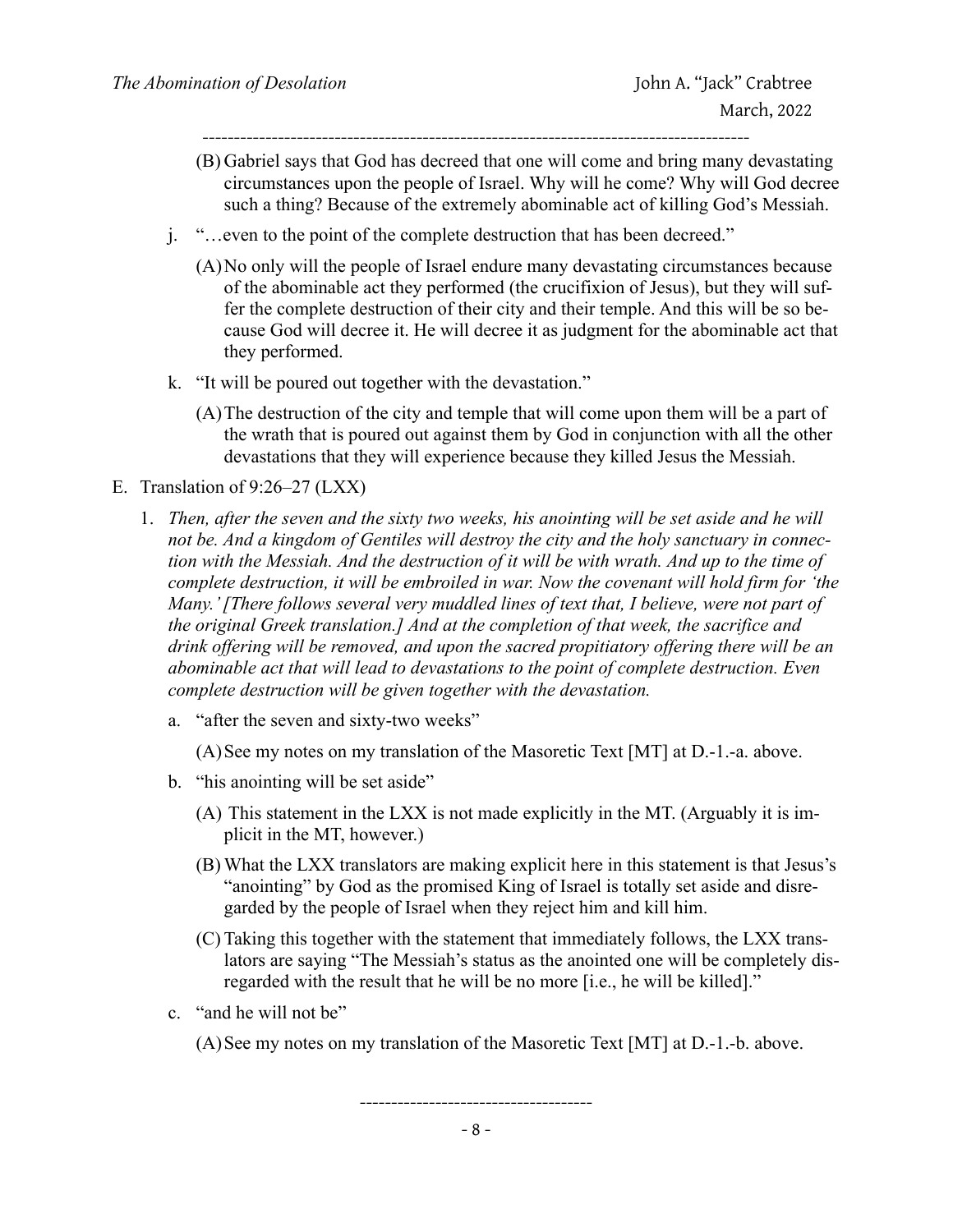(B) Gabriel says that God has decreed that one will come and bring many devastating circumstances upon the people of Israel. Why will he come? Why will God decree such a thing? Because of the extremely abominable act of killing God's Messiah.

j. "…even to the point of the complete destruction that has been decreed."

(A) No only will the people of Israel endure many devastating circumstances because of the abominable act they performed (the crucifixion of Jesus), but they will suffer the complete destruction of their city and their temple. And this will be so because God will decree it. He will decree it as judgment for the abominable act that they performed.

k. "It will be poured out together with the devastation."

(A) The destruction of the city and temple that will come upon them will be a part of the wrath that is poured out against them by God in conjunction with all the other devastations that they will experience because they killed Jesus the Messiah.

E. Translation of 9:26–27 (LXX)

1. *Then, after the seven and the sixty two weeks, his anointing will be set aside and he will not be. And a kingdom of Gentiles will destroy the city and the holy sanctuary in connection with the Messiah. And the destruction of it will be with wrath. And up to the time of complete destruction, it will be embroiled in war. Now the covenant will hold firm for 'the Many.' [There follows several very muddled lines of text that, I believe, were not part of the original Greek translation.] And at the completion of that week, the sacrifice and drink offering will be removed, and upon the sacred propitiatory offering there will be an abominable act that will lead to devastations to the point of complete destruction. Even complete destruction will be given together with the devastation.*

a. "after the seven and sixty-two weeks"

(A) See my notes on my translation of the Masoretic Text [MT] at D.-1.-a. above.

b. "his anointing will be set aside"

(A) This statement in the LXX is not made explicitly in the MT. (Arguably it is implicit in the MT, however.)

(B) What the LXX translators are making explicit here in this statement is that Jesus's "anointing" by God as the promised King of Israel is totally set aside and disregarded by the people of Israel when they reject him and kill him.

(C) Taking this together with the statement that immediately follows, the LXX translators are saying "The Messiah's status as the anointed one will be completely disregarded with the result that he will be no more [i.e., he will be killed]."

c. "and he will not be"

(A) See my notes on my translation of the Masoretic Text [MT] at D.-1.-b. above.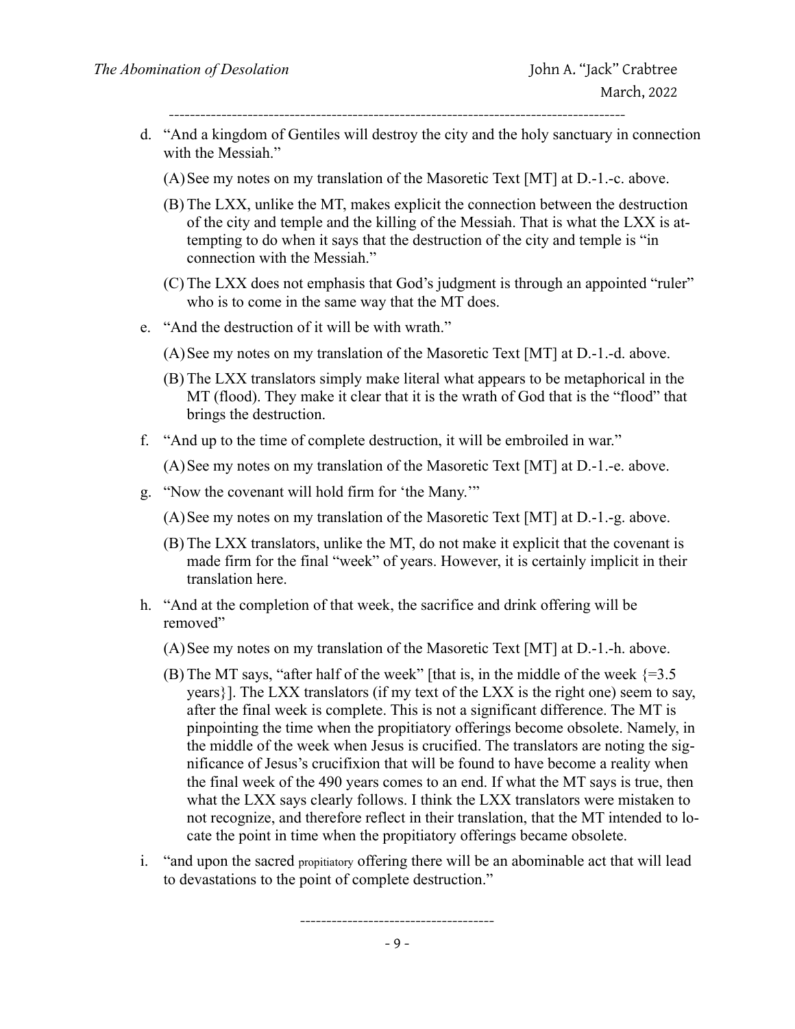d. “And a kingdom of Gentiles will destroy the city and the holy sanctuary in connection with the Messiah.”

   (A) See my notes on my translation of the Masoretic Text [MT] at D.-1.-c. above.

   (B) The LXX, unlike the MT, makes explicit the connection between the destruction of the city and temple and the killing of the Messiah. That is what the LXX is attempting to do when it says that the destruction of the city and temple is “in connection with the Messiah.”

   (C) The LXX does not emphasis that God’s judgment is through an appointed “ruler” who is to come in the same way that the MT does.

e. “And the destruction of it will be with wrath.”

   (A) See my notes on my translation of the Masoretic Text [MT] at D.-1.-d. above.

   (B) The LXX translators simply make literal what appears to be metaphorical in the MT (flood). They make it clear that it is the wrath of God that is the “flood” that brings the destruction.

f. “And up to the time of complete destruction, it will be embroiled in war.”

   (A) See my notes on my translation of the Masoretic Text [MT] at D.-1.-e. above.

g. “Now the covenant will hold firm for ‘the Many.’”

   (A) See my notes on my translation of the Masoretic Text [MT] at D.-1.-g. above.

   (B) The LXX translators, unlike the MT, do not make it explicit that the covenant is made firm for the final “week” of years. However, it is certainly implicit in their translation here.

h. “And at the completion of that week, the sacrifice and drink offering will be removed”

   (A) See my notes on my translation of the Masoretic Text [MT] at D.-1.-h. above.

   (B) The MT says, “after half of the week” [that is, in the middle of the week {=3.5 years}]. The LXX translators (if my text of the LXX is the right one) seem to say, after the final week is complete. This is not a significant difference. The MT is pinpointing the time when the propitiatory offerings become obsolete. Namely, in the middle of the week when Jesus is crucified. The translators are noting the significance of Jesus’s crucifixion that will be found to have become a reality when the final week of the 490 years comes to an end. If what the MT says is true, then what the LXX says clearly follows. I think the LXX translators were mistaken to not recognize, and therefore reflect in their translation, that the MT intended to locate the point in time when the propitiatory offerings became obsolete.

i. “and upon the sacred propitiatory offering there will be an abominable act that will lead to devastations to the point of complete destruction.”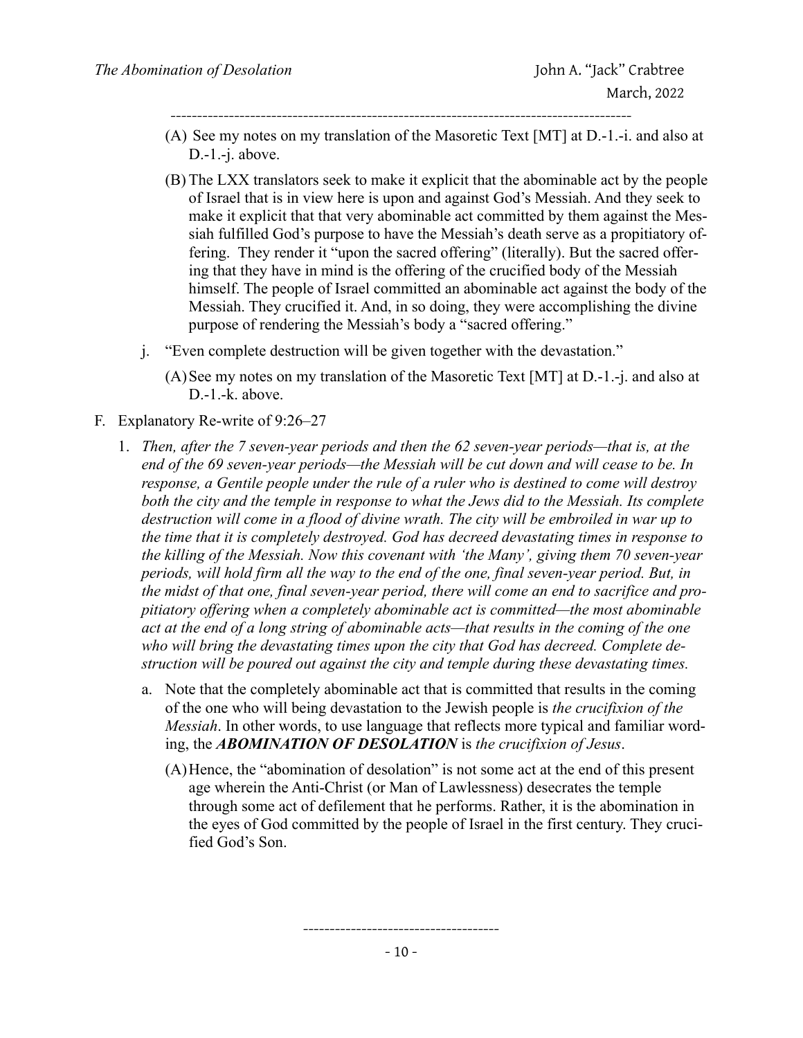(A) See my notes on my translation of the Masoretic Text [MT] at D.-1.-i. and also at D.-1.-j. above.

(B) The LXX translators seek to make it explicit that the abominable act by the people of Israel that is in view here is upon and against God's Messiah. And they seek to make it explicit that that very abominable act committed by them against the Messiah fulfilled God's purpose to have the Messiah's death serve as a propitiatory offering. They render it "upon the sacred offering" (literally). But the sacred offering that they have in mind is the offering of the crucified body of the Messiah himself. The people of Israel committed an abominable act against the body of the Messiah. They crucified it. And, in so doing, they were accomplishing the divine purpose of rendering the Messiah's body a "sacred offering."

j. "Even complete destruction will be given together with the devastation."

(A) See my notes on my translation of the Masoretic Text [MT] at D.-1.-j. and also at D.-1.-k. above.

F. Explanatory Re-write of 9:26–27

1. *Then, after the 7 seven-year periods and then the 62 seven-year periods—that is, at the end of the 69 seven-year periods—the Messiah will be cut down and will cease to be. In response, a Gentile people under the rule of a ruler who is destined to come will destroy both the city and the temple in response to what the Jews did to the Messiah. Its complete destruction will come in a flood of divine wrath. The city will be embroiled in war up to the time that it is completely destroyed. God has decreed devastating times in response to the killing of the Messiah. Now this covenant with 'the Many', giving them 70 seven-year periods, will hold firm all the way to the end of the one, final seven-year period. But, in the midst of that one, final seven-year period, there will come an end to sacrifice and propitiatory offering when a completely abominable act is committed—the most abominable act at the end of a long string of abominable acts—that results in the coming of the one who will bring the devastating times upon the city that God has decreed. Complete destruction will be poured out against the city and temple during these devastating times.*

a. Note that the completely abominable act that is committed that results in the coming of the one who will being devastation to the Jewish people is *the crucifixion of the Messiah*. In other words, to use language that reflects more typical and familiar wording, the ***ABOMINATION OF DESOLATION*** is *the crucifixion of Jesus*.

(A) Hence, the "abomination of desolation" is not some act at the end of this present age wherein the Anti-Christ (or Man of Lawlessness) desecrates the temple through some act of defilement that he performs. Rather, it is the abomination in the eyes of God committed by the people of Israel in the first century. They crucified God's Son.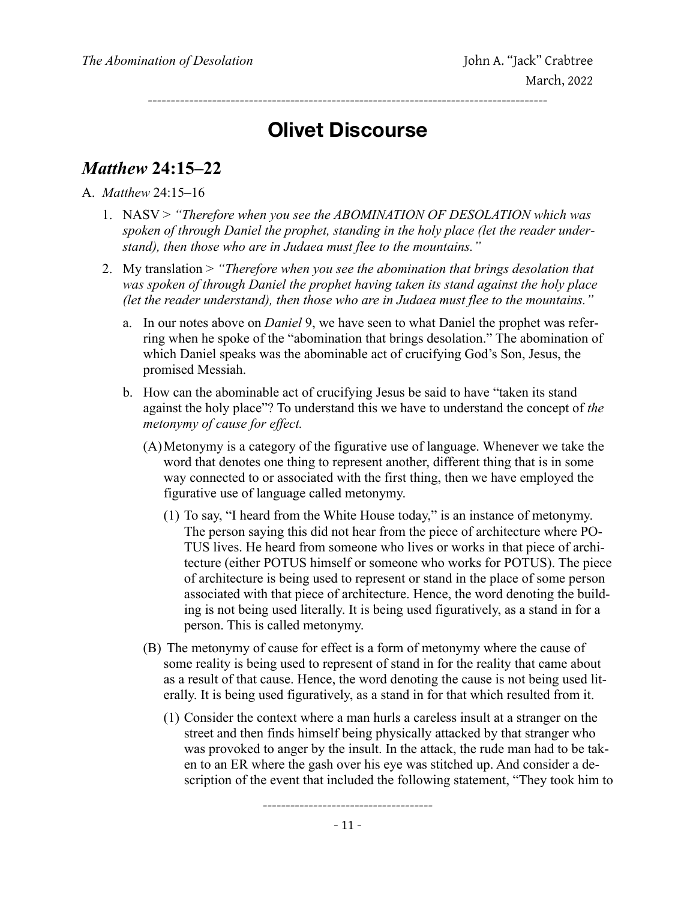# Olivet Discourse

## *Matthew* 24:15–22

A. *Matthew* 24:15–16

1. NASV > *"Therefore when you see the ABOMINATION OF DESOLATION which was spoken of through Daniel the prophet, standing in the holy place (let the reader understand), then those who are in Judaea must flee to the mountains."*

2. My translation > *"Therefore when you see the abomination that brings desolation that was spoken of through Daniel the prophet having taken its stand against the holy place (let the reader understand), then those who are in Judaea must flee to the mountains."*

   a. In our notes above on *Daniel* 9, we have seen to what Daniel the prophet was referring when he spoke of the "abomination that brings desolation." The abomination of which Daniel speaks was the abominable act of crucifying God's Son, Jesus, the promised Messiah.

   b. How can the abominable act of crucifying Jesus be said to have "taken its stand against the holy place"? To understand this we have to understand the concept of *the metonymy of cause for effect.*

      (A) Metonymy is a category of the figurative use of language. Whenever we take the word that denotes one thing to represent another, different thing that is in some way connected to or associated with the first thing, then we have employed the figurative use of language called metonymy.

         (1) To say, "I heard from the White House today," is an instance of metonymy. The person saying this did not hear from the piece of architecture where POTUS lives. He heard from someone who lives or works in that piece of architecture (either POTUS himself or someone who works for POTUS). The piece of architecture is being used to represent or stand in the place of some person associated with that piece of architecture. Hence, the word denoting the building is not being used literally. It is being used figuratively, as a stand in for a person. This is called metonymy.

      (B) The metonymy of cause for effect is a form of metonymy where the cause of some reality is being used to represent of stand in for the reality that came about as a result of that cause. Hence, the word denoting the cause is not being used literally. It is being used figuratively, as a stand in for that which resulted from it.

         (1) Consider the context where a man hurls a careless insult at a stranger on the street and then finds himself being physically attacked by that stranger who was provoked to anger by the insult. In the attack, the rude man had to be taken to an ER where the gash over his eye was stitched up. And consider a description of the event that included the following statement, "They took him to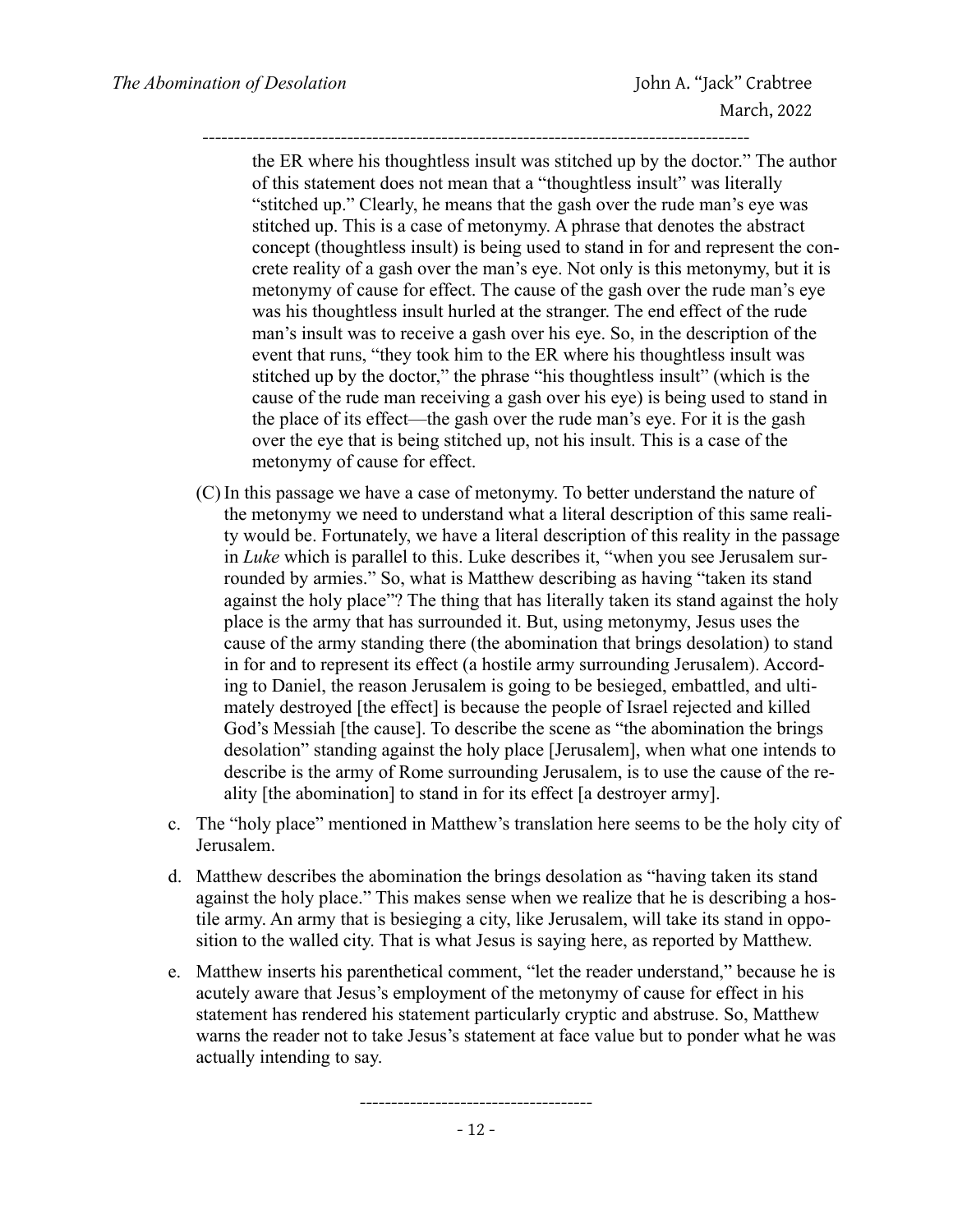the ER where his thoughtless insult was stitched up by the doctor." The author of this statement does not mean that a "thoughtless insult" was literally "stitched up." Clearly, he means that the gash over the rude man's eye was stitched up. This is a case of metonymy. A phrase that denotes the abstract concept (thoughtless insult) is being used to stand in for and represent the concrete reality of a gash over the man's eye. Not only is this metonymy, but it is metonymy of cause for effect. The cause of the gash over the rude man's eye was his thoughtless insult hurled at the stranger. The end effect of the rude man's insult was to receive a gash over his eye. So, in the description of the event that runs, "they took him to the ER where his thoughtless insult was stitched up by the doctor," the phrase "his thoughtless insult" (which is the cause of the rude man receiving a gash over his eye) is being used to stand in the place of its effect—the gash over the rude man's eye. For it is the gash over the eye that is being stitched up, not his insult. This is a case of the metonymy of cause for effect.

(C) In this passage we have a case of metonymy. To better understand the nature of the metonymy we need to understand what a literal description of this same reality would be. Fortunately, we have a literal description of this reality in the passage in *Luke* which is parallel to this. Luke describes it, "when you see Jerusalem surrounded by armies." So, what is Matthew describing as having "taken its stand against the holy place"? The thing that has literally taken its stand against the holy place is the army that has surrounded it. But, using metonymy, Jesus uses the cause of the army standing there (the abomination that brings desolation) to stand in for and to represent its effect (a hostile army surrounding Jerusalem). According to Daniel, the reason Jerusalem is going to be besieged, embattled, and ultimately destroyed [the effect] is because the people of Israel rejected and killed God's Messiah [the cause]. To describe the scene as "the abomination the brings desolation" standing against the holy place [Jerusalem], when what one intends to describe is the army of Rome surrounding Jerusalem, is to use the cause of the reality [the abomination] to stand in for its effect [a destroyer army].

c. The "holy place" mentioned in Matthew's translation here seems to be the holy city of Jerusalem.

d. Matthew describes the abomination the brings desolation as "having taken its stand against the holy place." This makes sense when we realize that he is describing a hostile army. An army that is besieging a city, like Jerusalem, will take its stand in opposition to the walled city. That is what Jesus is saying here, as reported by Matthew.

e. Matthew inserts his parenthetical comment, "let the reader understand," because he is acutely aware that Jesus's employment of the metonymy of cause for effect in his statement has rendered his statement particularly cryptic and abstruse. So, Matthew warns the reader not to take Jesus's statement at face value but to ponder what he was actually intending to say.

-------------------------------------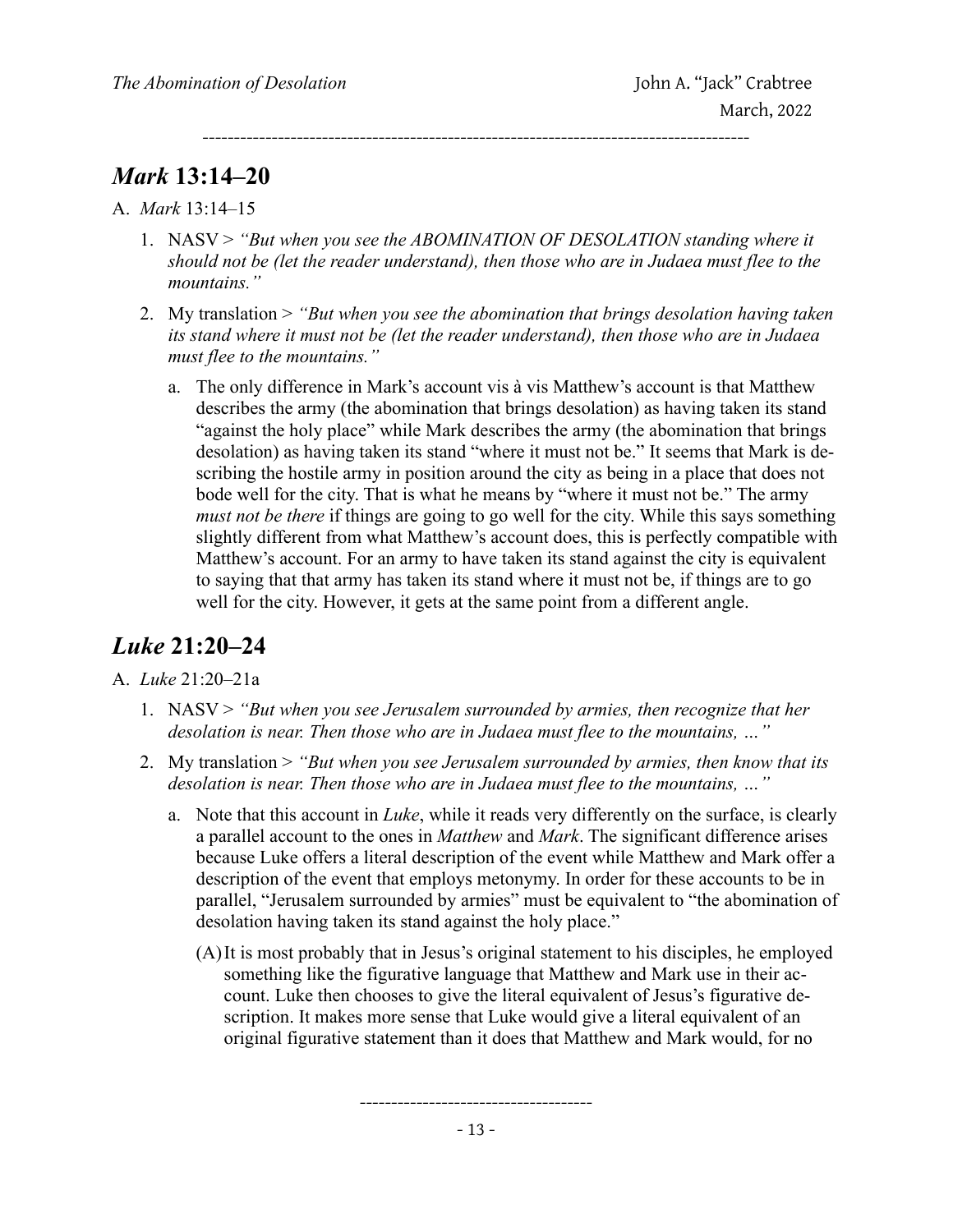## *Mark* 13:14–20

A. *Mark* 13:14–15

1. NASV > *"But when you see the ABOMINATION OF DESOLATION standing where it should not be (let the reader understand), then those who are in Judaea must flee to the mountains."*

2. My translation > *"But when you see the abomination that brings desolation having taken its stand where it must not be (let the reader understand), then those who are in Judaea must flee to the mountains."*

   a. The only difference in Mark's account vis à vis Matthew's account is that Matthew describes the army (the abomination that brings desolation) as having taken its stand "against the holy place" while Mark describes the army (the abomination that brings desolation) as having taken its stand "where it must not be." It seems that Mark is describing the hostile army in position around the city as being in a place that does not bode well for the city. That is what he means by "where it must not be." The army *must not be there* if things are going to go well for the city. While this says something slightly different from what Matthew's account does, this is perfectly compatible with Matthew's account. For an army to have taken its stand against the city is equivalent to saying that that army has taken its stand where it must not be, if things are to go well for the city. However, it gets at the same point from a different angle.

## *Luke* 21:20–24

A. *Luke* 21:20–21a

1. NASV > *"But when you see Jerusalem surrounded by armies, then recognize that her desolation is near. Then those who are in Judaea must flee to the mountains, …"*

2. My translation > *"But when you see Jerusalem surrounded by armies, then know that its desolation is near. Then those who are in Judaea must flee to the mountains, …"*

   a. Note that this account in *Luke*, while it reads very differently on the surface, is clearly a parallel account to the ones in *Matthew* and *Mark*. The significant difference arises because Luke offers a literal description of the event while Matthew and Mark offer a description of the event that employs metonymy. In order for these accounts to be in parallel, "Jerusalem surrounded by armies" must be equivalent to "the abomination of desolation having taken its stand against the holy place."

      (A) It is most probably that in Jesus's original statement to his disciples, he employed something like the figurative language that Matthew and Mark use in their account. Luke then chooses to give the literal equivalent of Jesus's figurative description. It makes more sense that Luke would give a literal equivalent of an original figurative statement than it does that Matthew and Mark would, for no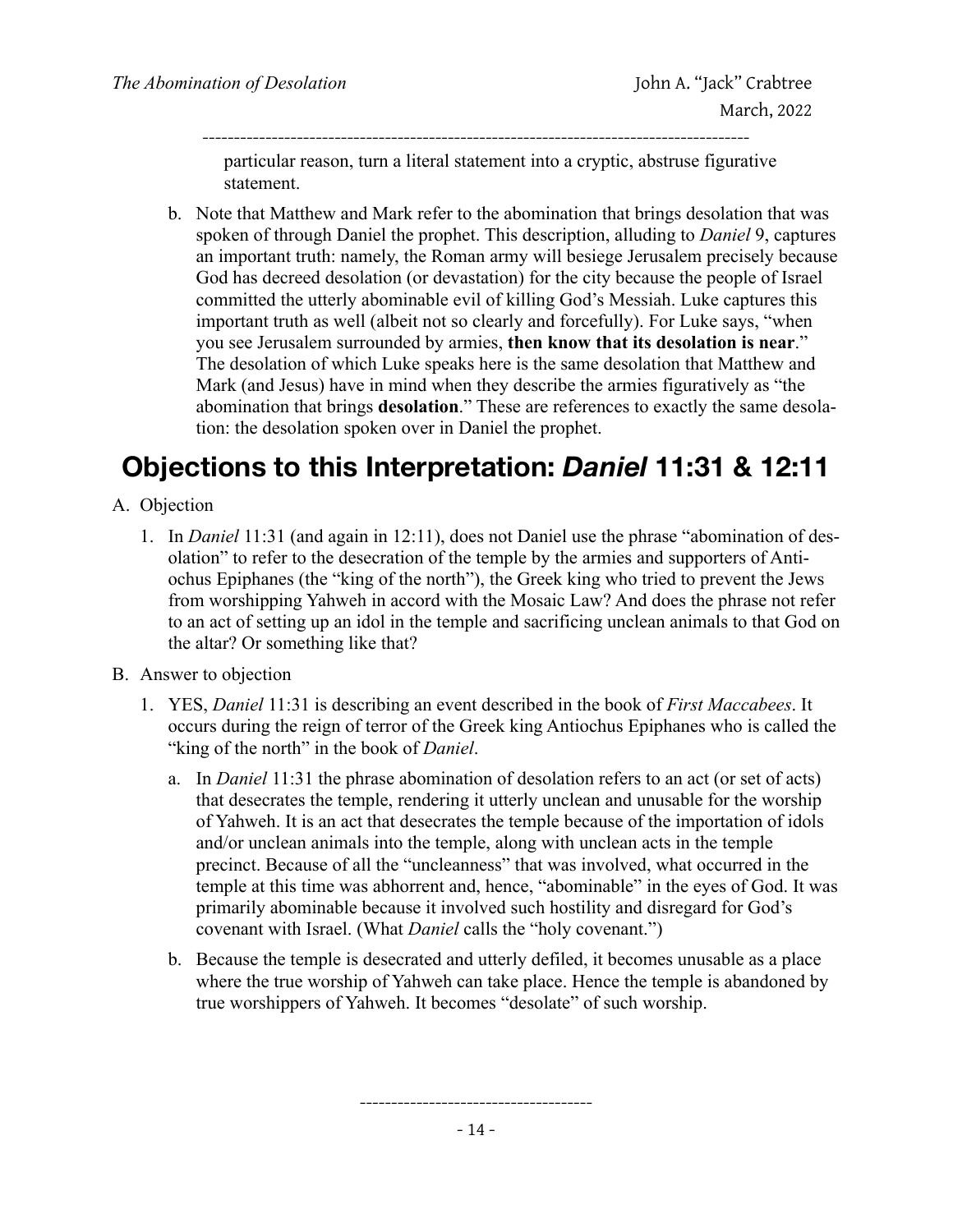particular reason, turn a literal statement into a cryptic, abstruse figurative statement.

b. Note that Matthew and Mark refer to the abomination that brings desolation that was spoken of through Daniel the prophet. This description, alluding to *Daniel* 9, captures an important truth: namely, the Roman army will besiege Jerusalem precisely because God has decreed desolation (or devastation) for the city because the people of Israel committed the utterly abominable evil of killing God's Messiah. Luke captures this important truth as well (albeit not so clearly and forcefully). For Luke says, "when you see Jerusalem surrounded by armies, **then know that its desolation is near**." The desolation of which Luke speaks here is the same desolation that Matthew and Mark (and Jesus) have in mind when they describe the armies figuratively as "the abomination that brings **desolation**." These are references to exactly the same desolation: the desolation spoken over in Daniel the prophet.

# Objections to this Interpretation: *Daniel* 11:31 & 12:11

A. Objection

1. In *Daniel* 11:31 (and again in 12:11), does not Daniel use the phrase "abomination of desolation" to refer to the desecration of the temple by the armies and supporters of Antiochus Epiphanes (the "king of the north"), the Greek king who tried to prevent the Jews from worshipping Yahweh in accord with the Mosaic Law? And does the phrase not refer to an act of setting up an idol in the temple and sacrificing unclean animals to that God on the altar? Or something like that?

B. Answer to objection

1. YES, *Daniel* 11:31 is describing an event described in the book of *First Maccabees*. It occurs during the reign of terror of the Greek king Antiochus Epiphanes who is called the "king of the north" in the book of *Daniel*.

   a. In *Daniel* 11:31 the phrase abomination of desolation refers to an act (or set of acts) that desecrates the temple, rendering it utterly unclean and unusable for the worship of Yahweh. It is an act that desecrates the temple because of the importation of idols and/or unclean animals into the temple, along with unclean acts in the temple precinct. Because of all the "uncleanness" that was involved, what occurred in the temple at this time was abhorrent and, hence, "abominable" in the eyes of God. It was primarily abominable because it involved such hostility and disregard for God's covenant with Israel. (What *Daniel* calls the "holy covenant.")

   b. Because the temple is desecrated and utterly defiled, it becomes unusable as a place where the true worship of Yahweh can take place. Hence the temple is abandoned by true worshippers of Yahweh. It becomes "desolate" of such worship.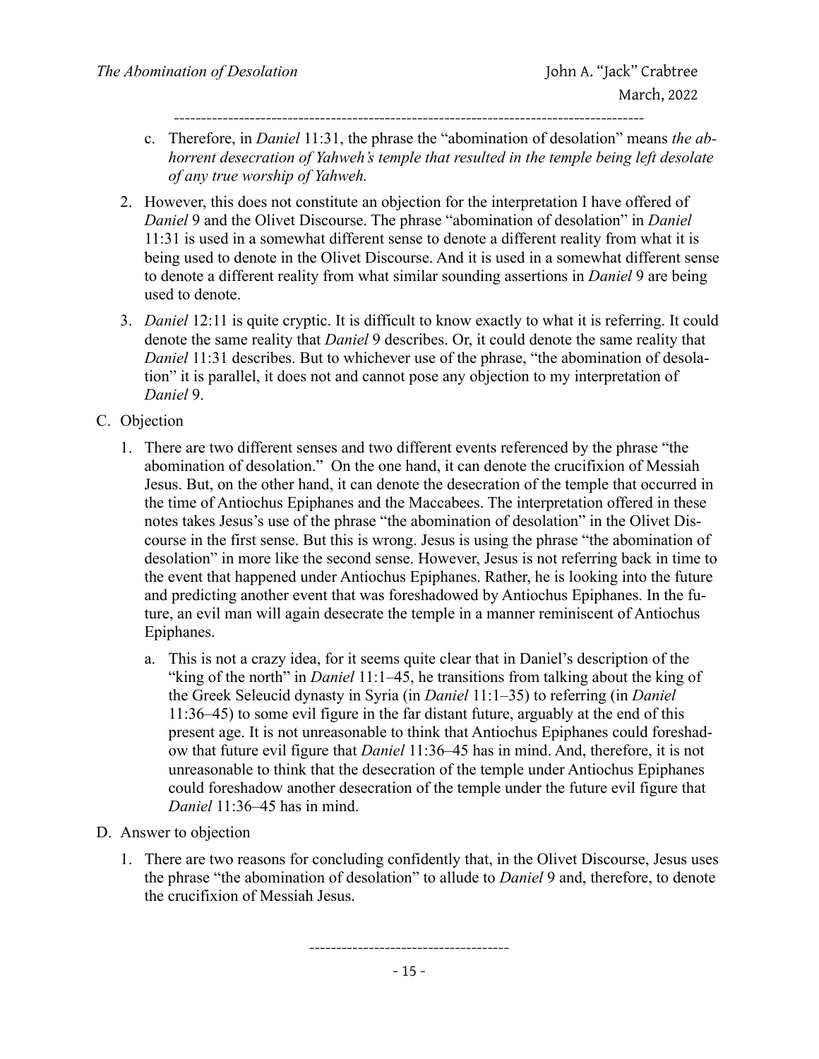c. Therefore, in *Daniel* 11:31, the phrase the "abomination of desolation" means *the abhorrent desecration of Yahweh's temple that resulted in the temple being left desolate of any true worship of Yahweh.*

2. However, this does not constitute an objection for the interpretation I have offered of *Daniel* 9 and the Olivet Discourse. The phrase "abomination of desolation" in *Daniel* 11:31 is used in a somewhat different sense to denote a different reality from what it is being used to denote in the Olivet Discourse. And it is used in a somewhat different sense to denote a different reality from what similar sounding assertions in *Daniel* 9 are being used to denote.

3. *Daniel* 12:11 is quite cryptic. It is difficult to know exactly to what it is referring. It could denote the same reality that *Daniel* 9 describes. Or, it could denote the same reality that *Daniel* 11:31 describes. But to whichever use of the phrase, "the abomination of desolation" it is parallel, it does not and cannot pose any objection to my interpretation of *Daniel* 9.

C. Objection

1. There are two different senses and two different events referenced by the phrase "the abomination of desolation." On the one hand, it can denote the crucifixion of Messiah Jesus. But, on the other hand, it can denote the desecration of the temple that occurred in the time of Antiochus Epiphanes and the Maccabees. The interpretation offered in these notes takes Jesus's use of the phrase "the abomination of desolation" in the Olivet Discourse in the first sense. But this is wrong. Jesus is using the phrase "the abomination of desolation" in more like the second sense. However, Jesus is not referring back in time to the event that happened under Antiochus Epiphanes. Rather, he is looking into the future and predicting another event that was foreshadowed by Antiochus Epiphanes. In the future, an evil man will again desecrate the temple in a manner reminiscent of Antiochus Epiphanes.

   a. This is not a crazy idea, for it seems quite clear that in Daniel's description of the "king of the north" in *Daniel* 11:1–45, he transitions from talking about the king of the Greek Seleucid dynasty in Syria (in *Daniel* 11:1–35) to referring (in *Daniel* 11:36–45) to some evil figure in the far distant future, arguably at the end of this present age. It is not unreasonable to think that Antiochus Epiphanes could foreshadow that future evil figure that *Daniel* 11:36–45 has in mind. And, therefore, it is not unreasonable to think that the desecration of the temple under Antiochus Epiphanes could foreshadow another desecration of the temple under the future evil figure that *Daniel* 11:36–45 has in mind.

D. Answer to objection

1. There are two reasons for concluding confidently that, in the Olivet Discourse, Jesus uses the phrase "the abomination of desolation" to allude to *Daniel* 9 and, therefore, to denote the crucifixion of Messiah Jesus.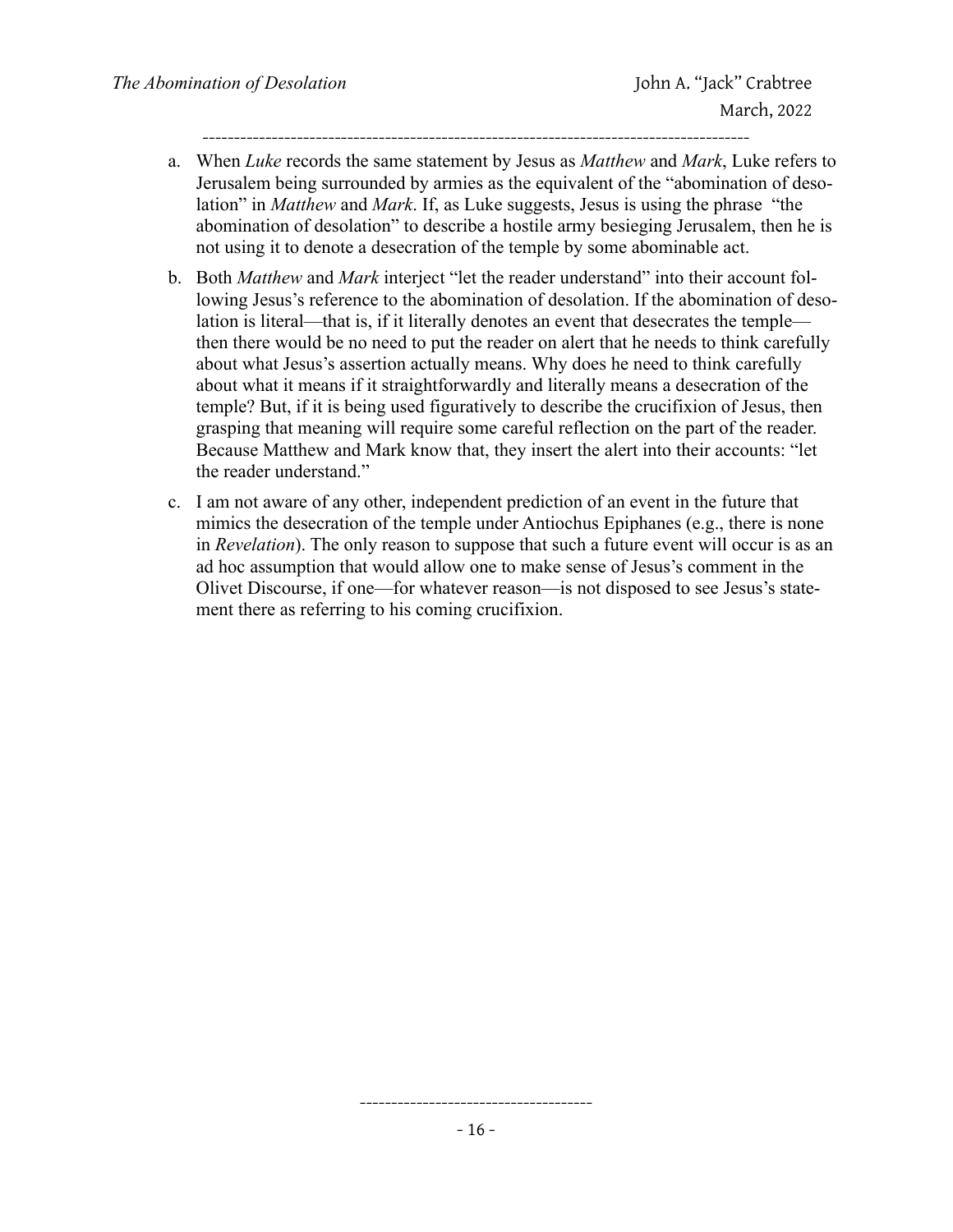a. When *Luke* records the same statement by Jesus as *Matthew* and *Mark*, Luke refers to Jerusalem being surrounded by armies as the equivalent of the "abomination of desolation" in *Matthew* and *Mark*. If, as Luke suggests, Jesus is using the phrase "the abomination of desolation" to describe a hostile army besieging Jerusalem, then he is not using it to denote a desecration of the temple by some abominable act.

b. Both *Matthew* and *Mark* interject "let the reader understand" into their account following Jesus's reference to the abomination of desolation. If the abomination of desolation is literal—that is, if it literally denotes an event that desecrates the temple—then there would be no need to put the reader on alert that he needs to think carefully about what Jesus's assertion actually means. Why does he need to think carefully about what it means if it straightforwardly and literally means a desecration of the temple? But, if it is being used figuratively to describe the crucifixion of Jesus, then grasping that meaning will require some careful reflection on the part of the reader. Because Matthew and Mark know that, they insert the alert into their accounts: "let the reader understand."

c. I am not aware of any other, independent prediction of an event in the future that mimics the desecration of the temple under Antiochus Epiphanes (e.g., there is none in *Revelation*). The only reason to suppose that such a future event will occur is as an ad hoc assumption that would allow one to make sense of Jesus's comment in the Olivet Discourse, if one—for whatever reason—is not disposed to see Jesus's statement there as referring to his coming crucifixion.